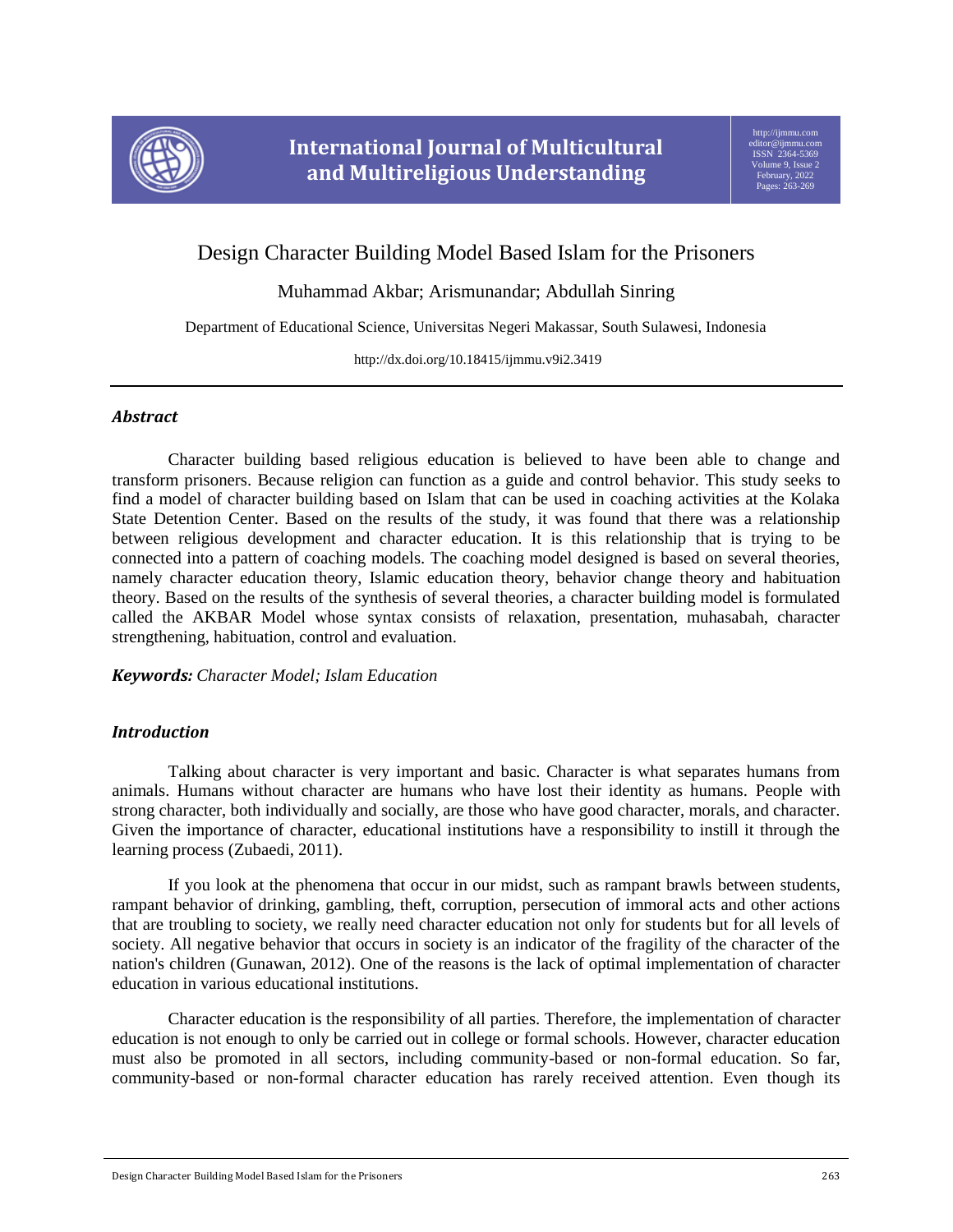# Design Character Building Model Based Islam for the Prisoners

Muhammad Akbar; Arismunandar; Abdullah Sinring

Department of Educational Science, Universitas Negeri Makassar, South Sulawesi, Indonesia

http://dx.doi.org/10.18415/ijmmu.v9i2.3419

## *Abstract*

Character building based religious education is believed to have been able to change and transform prisoners. Because religion can function as a guide and control behavior. This study seeks to find a model of character building based on Islam that can be used in coaching activities at the Kolaka State Detention Center. Based on the results of the study, it was found that there was a relationship between religious development and character education. It is this relationship that is trying to be connected into a pattern of coaching models. The coaching model designed is based on several theories, namely character education theory, Islamic education theory, behavior change theory and habituation theory. Based on the results of the synthesis of several theories, a character building model is formulated called the AKBAR Model whose syntax consists of relaxation, presentation, muhasabah, character strengthening, habituation, control and evaluation.

***Keywords:*** *Character Model; Islam Education*

## *Introduction*

Talking about character is very important and basic. Character is what separates humans from animals. Humans without character are humans who have lost their identity as humans. People with strong character, both individually and socially, are those who have good character, morals, and character. Given the importance of character, educational institutions have a responsibility to instill it through the learning process (Zubaedi, 2011).

If you look at the phenomena that occur in our midst, such as rampant brawls between students, rampant behavior of drinking, gambling, theft, corruption, persecution of immoral acts and other actions that are troubling to society, we really need character education not only for students but for all levels of society. All negative behavior that occurs in society is an indicator of the fragility of the character of the nation's children (Gunawan, 2012). One of the reasons is the lack of optimal implementation of character education in various educational institutions.

Character education is the responsibility of all parties. Therefore, the implementation of character education is not enough to only be carried out in college or formal schools. However, character education must also be promoted in all sectors, including community-based or non-formal education. So far, community-based or non-formal character education has rarely received attention. Even though its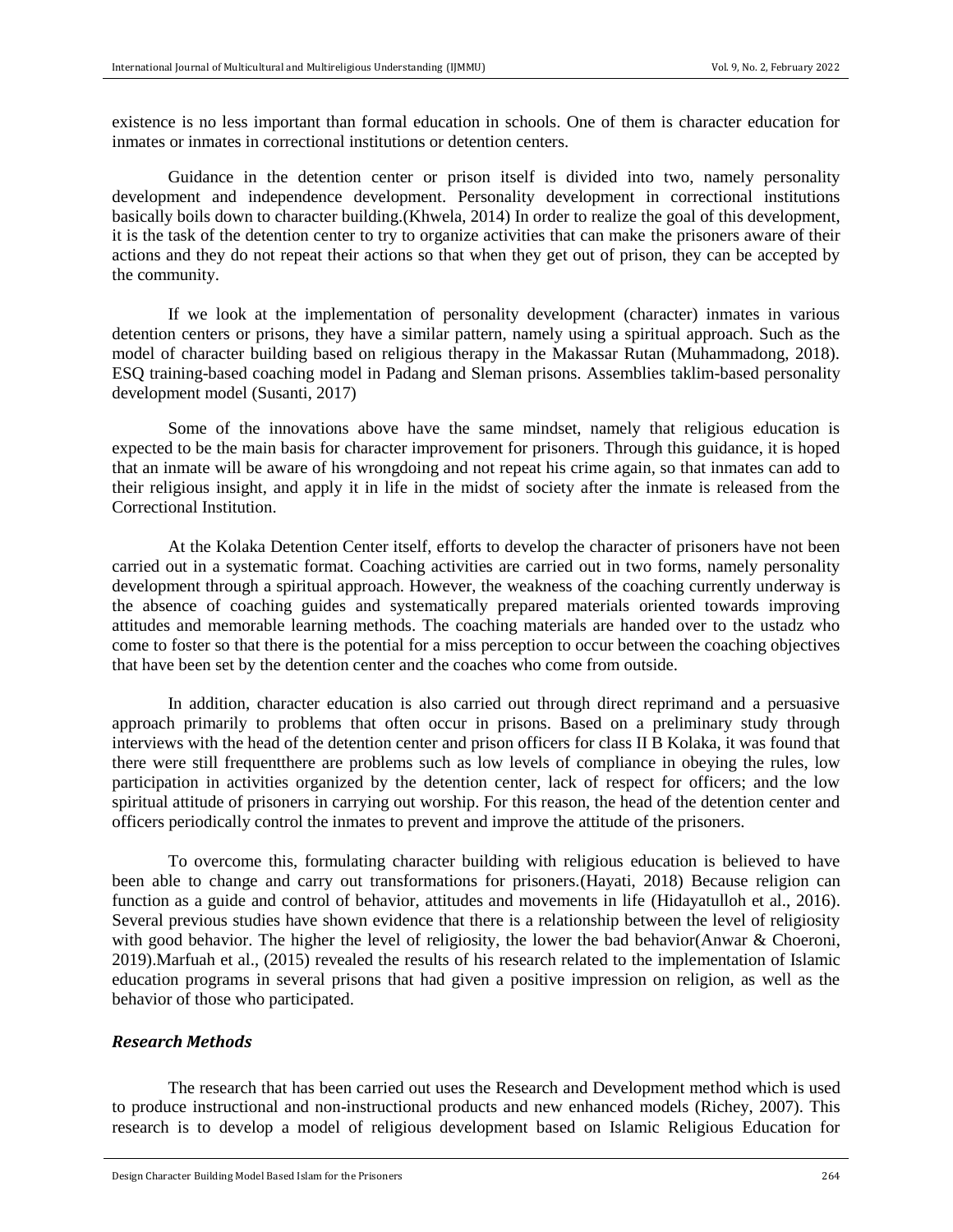existence is no less important than formal education in schools. One of them is character education for inmates or inmates in correctional institutions or detention centers.

Guidance in the detention center or prison itself is divided into two, namely personality development and independence development. Personality development in correctional institutions basically boils down to character building.(Khwela, 2014) In order to realize the goal of this development, it is the task of the detention center to try to organize activities that can make the prisoners aware of their actions and they do not repeat their actions so that when they get out of prison, they can be accepted by the community.

If we look at the implementation of personality development (character) inmates in various detention centers or prisons, they have a similar pattern, namely using a spiritual approach. Such as the model of character building based on religious therapy in the Makassar Rutan (Muhammadong, 2018). ESQ training-based coaching model in Padang and Sleman prisons. Assemblies taklim-based personality development model (Susanti, 2017)

Some of the innovations above have the same mindset, namely that religious education is expected to be the main basis for character improvement for prisoners. Through this guidance, it is hoped that an inmate will be aware of his wrongdoing and not repeat his crime again, so that inmates can add to their religious insight, and apply it in life in the midst of society after the inmate is released from the Correctional Institution.

At the Kolaka Detention Center itself, efforts to develop the character of prisoners have not been carried out in a systematic format. Coaching activities are carried out in two forms, namely personality development through a spiritual approach. However, the weakness of the coaching currently underway is the absence of coaching guides and systematically prepared materials oriented towards improving attitudes and memorable learning methods. The coaching materials are handed over to the ustadz who come to foster so that there is the potential for a miss perception to occur between the coaching objectives that have been set by the detention center and the coaches who come from outside.

In addition, character education is also carried out through direct reprimand and a persuasive approach primarily to problems that often occur in prisons. Based on a preliminary study through interviews with the head of the detention center and prison officers for class II B Kolaka, it was found that there were still frequentthere are problems such as low levels of compliance in obeying the rules, low participation in activities organized by the detention center, lack of respect for officers; and the low spiritual attitude of prisoners in carrying out worship. For this reason, the head of the detention center and officers periodically control the inmates to prevent and improve the attitude of the prisoners.

To overcome this, formulating character building with religious education is believed to have been able to change and carry out transformations for prisoners.(Hayati, 2018) Because religion can function as a guide and control of behavior, attitudes and movements in life (Hidayatulloh et al., 2016). Several previous studies have shown evidence that there is a relationship between the level of religiosity with good behavior. The higher the level of religiosity, the lower the bad behavior(Anwar & Choeroni, 2019).Marfuah et al., (2015) revealed the results of his research related to the implementation of Islamic education programs in several prisons that had given a positive impression on religion, as well as the behavior of those who participated.

### *Research Methods*

The research that has been carried out uses the Research and Development method which is used to produce instructional and non-instructional products and new enhanced models (Richey, 2007). This research is to develop a model of religious development based on Islamic Religious Education for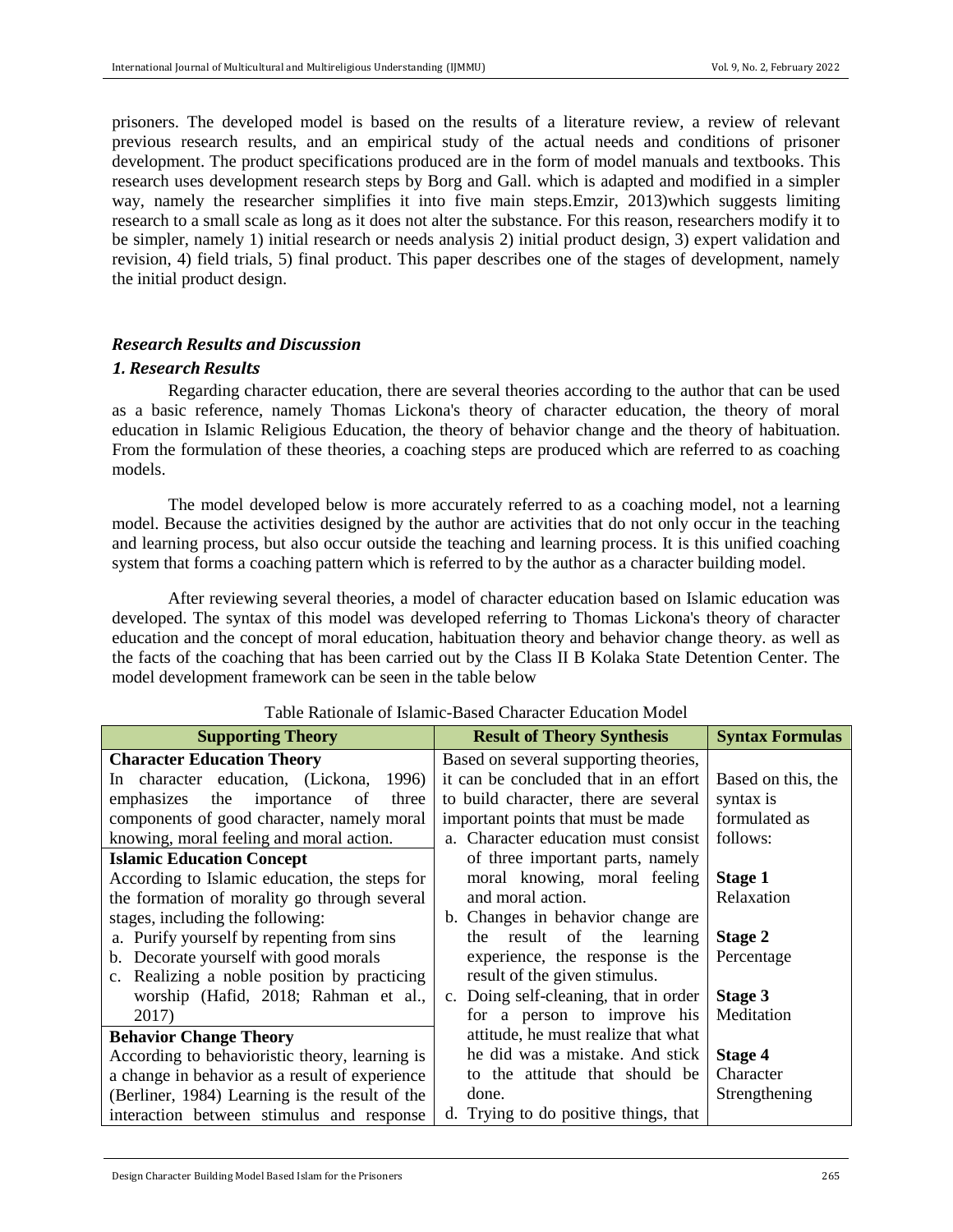prisoners. The developed model is based on the results of a literature review, a review of relevant previous research results, and an empirical study of the actual needs and conditions of prisoner development. The product specifications produced are in the form of model manuals and textbooks. This research uses development research steps by Borg and Gall. which is adapted and modified in a simpler way, namely the researcher simplifies it into five main steps.Emzir, 2013)which suggests limiting research to a small scale as long as it does not alter the substance. For this reason, researchers modify it to be simpler, namely 1) initial research or needs analysis 2) initial product design, 3) expert validation and revision, 4) field trials, 5) final product. This paper describes one of the stages of development, namely the initial product design.

## *Research Results and Discussion*

### *1. Research Results*

Regarding character education, there are several theories according to the author that can be used as a basic reference, namely Thomas Lickona's theory of character education, the theory of moral education in Islamic Religious Education, the theory of behavior change and the theory of habituation. From the formulation of these theories, a coaching steps are produced which are referred to as coaching models.

The model developed below is more accurately referred to as a coaching model, not a learning model. Because the activities designed by the author are activities that do not only occur in the teaching and learning process, but also occur outside the teaching and learning process. It is this unified coaching system that forms a coaching pattern which is referred to by the author as a character building model.

After reviewing several theories, a model of character education based on Islamic education was developed. The syntax of this model was developed referring to Thomas Lickona's theory of character education and the concept of moral education, habituation theory and behavior change theory. as well as the facts of the coaching that has been carried out by the Class II B Kolaka State Detention Center. The model development framework can be seen in the table below

Table Rationale of Islamic-Based Character Education Model

| Supporting Theory | Result of Theory Synthesis | Syntax Formulas |
|---|---|---|
| **Character Education Theory**<br>In character education, (Lickona, 1996) emphasizes the importance of three components of good character, namely moral knowing, moral feeling and moral action.<br>**Islamic Education Concept**<br>According to Islamic education, the steps for the formation of morality go through several stages, including the following:<br>a. Purify yourself by repenting from sins<br>b. Decorate yourself with good morals<br>c. Realizing a noble position by practicing worship (Hafid, 2018; Rahman et al., 2017)<br>**Behavior Change Theory**<br>According to behavioristic theory, learning is a change in behavior as a result of experience (Berliner, 1984) Learning is the result of the interaction between stimulus and response | Based on several supporting theories, it can be concluded that in an effort to build character, there are several important points that must be made<br>a. Character education must consist of three important parts, namely moral knowing, moral feeling and moral action.<br>b. Changes in behavior change are the result of the learning experience, the response is the result of the given stimulus.<br>c. Doing self-cleaning, that in order for a person to improve his attitude, he must realize that what he did was a mistake. And stick to the attitude that should be done.<br>d. Trying to do positive things, that | Based on this, the syntax is formulated as follows:<br><br>**Stage 1**<br>Relaxation<br><br>**Stage 2**<br>Percentage<br><br>**Stage 3**<br>Meditation<br><br>**Stage 4**<br>Character Strengthening |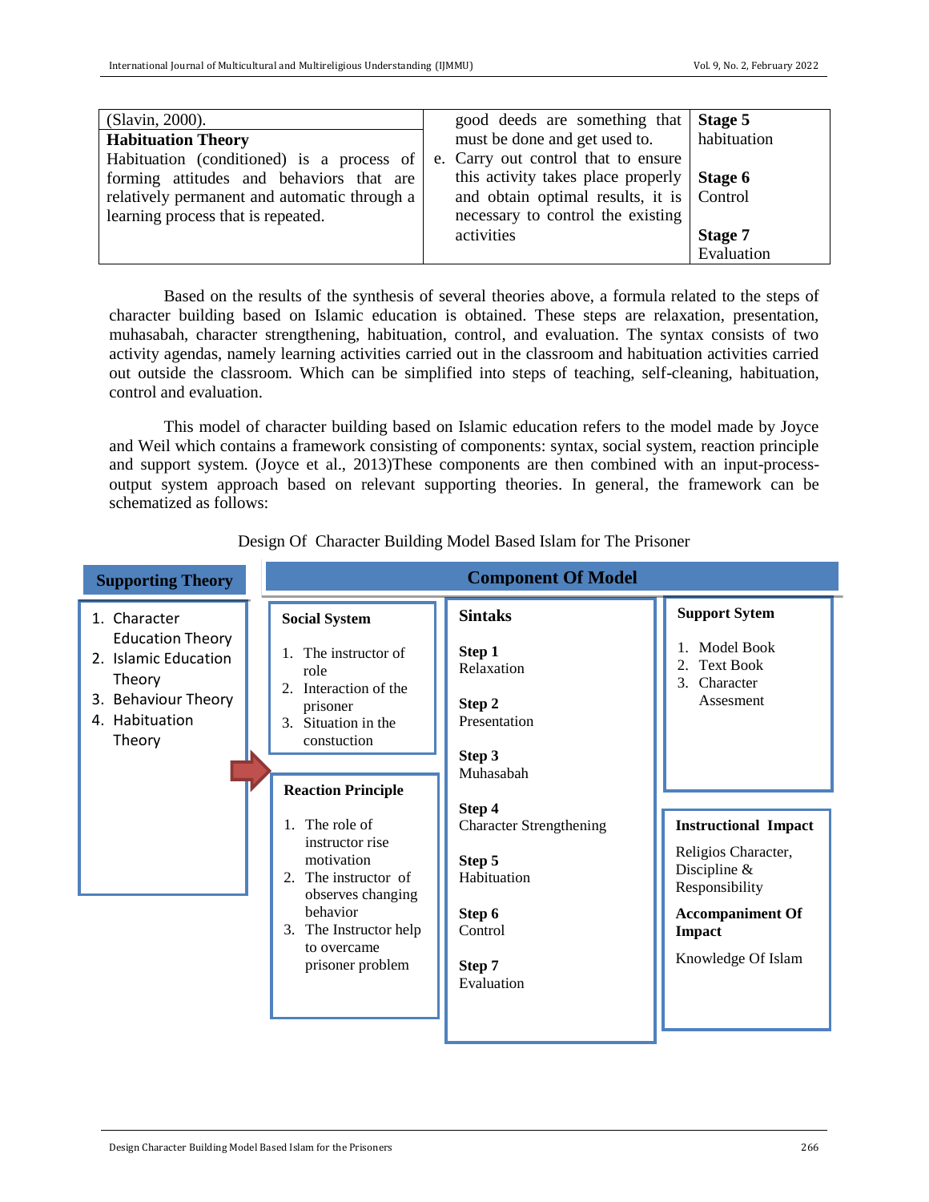| | | |
|---|---|---|
| (Slavin, 2000).<br>**Habituation Theory**<br>Habituation (conditioned) is a process of forming attitudes and behaviors that are relatively permanent and automatic through a learning process that is repeated. | good deeds are something that must be done and get used to.<br>e. Carry out control that to ensure this activity takes place properly and obtain optimal results, it is necessary to control the existing activities | **Stage 5**<br>habituation<br><br>**Stage 6**<br>Control<br><br>**Stage 7**<br>Evaluation |

Based on the results of the synthesis of several theories above, a formula related to the steps of character building based on Islamic education is obtained. These steps are relaxation, presentation, muhasabah, character strengthening, habituation, control, and evaluation. The syntax consists of two activity agendas, namely learning activities carried out in the classroom and habituation activities carried out outside the classroom. Which can be simplified into steps of teaching, self-cleaning, habituation, control and evaluation.

This model of character building based on Islamic education refers to the model made by Joyce and Weil which contains a framework consisting of components: syntax, social system, reaction principle and support system. (Joyce et al., 2013)These components are then combined with an input-process-output system approach based on relevant supporting theories. In general, the framework can be schematized as follows:

Design Of Character Building Model Based Islam for The Prisoner

**Supporting Theory**

1. Character Education Theory
2. Islamic Education Theory
3. Behaviour Theory
4. Habituation Theory

**Component Of Model**

**Social System**

1. The instructor of role
2. Interaction of the prisoner
3. Situation in the constuction

**Reaction Principle**

1. The role of instructor rise motivation
2. The instructor of observes changing behavior
3. The Instructor help to overcame prisoner problem

**Sintaks**

**Step 1**
Relaxation

**Step 2**
Presentation

**Step 3**
Muhasabah

**Step 4**
Character Strengthening

**Step 5**
Habituation

**Step 6**
Control

**Step 7**
Evaluation

**Support Sytem**

1. Model Book
2. Text Book
3. Character Assesment

**Instructional Impact**

Religios Character, Discipline & Responsibility

**Accompaniment Of Impact**

Knowledge Of Islam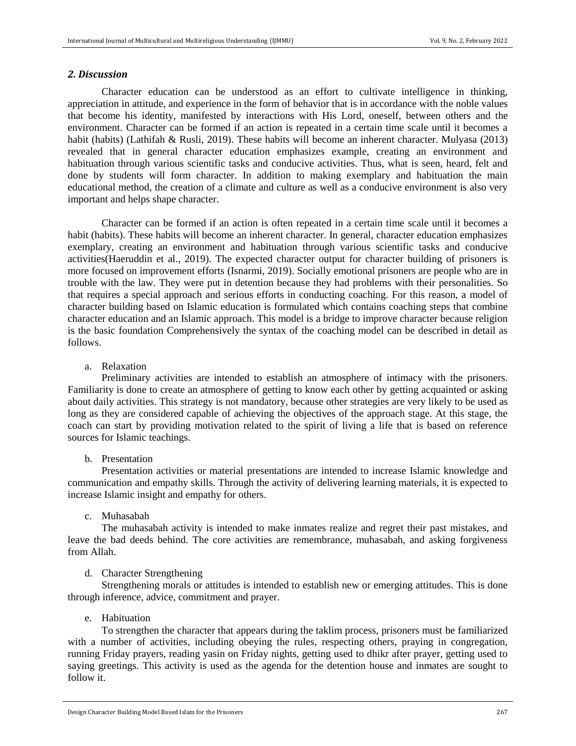### *2. Discussion*

Character education can be understood as an effort to cultivate intelligence in thinking, appreciation in attitude, and experience in the form of behavior that is in accordance with the noble values that become his identity, manifested by interactions with His Lord, oneself, between others and the environment. Character can be formed if an action is repeated in a certain time scale until it becomes a habit (habits) (Lathifah & Rusli, 2019). These habits will become an inherent character. Mulyasa (2013) revealed that in general character education emphasizes example, creating an environment and habituation through various scientific tasks and conducive activities. Thus, what is seen, heard, felt and done by students will form character. In addition to making exemplary and habituation the main educational method, the creation of a climate and culture as well as a conducive environment is also very important and helps shape character.

Character can be formed if an action is often repeated in a certain time scale until it becomes a habit (habits). These habits will become an inherent character. In general, character education emphasizes exemplary, creating an environment and habituation through various scientific tasks and conducive activities(Haeruddin et al., 2019). The expected character output for character building of prisoners is more focused on improvement efforts (Isnarmi, 2019). Socially emotional prisoners are people who are in trouble with the law. They were put in detention because they had problems with their personalities. So that requires a special approach and serious efforts in conducting coaching. For this reason, a model of character building based on Islamic education is formulated which contains coaching steps that combine character education and an Islamic approach. This model is a bridge to improve character because religion is the basic foundation Comprehensively the syntax of the coaching model can be described in detail as follows.

a. Relaxation

Preliminary activities are intended to establish an atmosphere of intimacy with the prisoners. Familiarity is done to create an atmosphere of getting to know each other by getting acquainted or asking about daily activities. This strategy is not mandatory, because other strategies are very likely to be used as long as they are considered capable of achieving the objectives of the approach stage. At this stage, the coach can start by providing motivation related to the spirit of living a life that is based on reference sources for Islamic teachings.

b. Presentation

Presentation activities or material presentations are intended to increase Islamic knowledge and communication and empathy skills. Through the activity of delivering learning materials, it is expected to increase Islamic insight and empathy for others.

c. Muhasabah

The muhasabah activity is intended to make inmates realize and regret their past mistakes, and leave the bad deeds behind. The core activities are remembrance, muhasabah, and asking forgiveness from Allah.

d. Character Strengthening

Strengthening morals or attitudes is intended to establish new or emerging attitudes. This is done through inference, advice, commitment and prayer.

e. Habituation

To strengthen the character that appears during the taklim process, prisoners must be familiarized with a number of activities, including obeying the rules, respecting others, praying in congregation, running Friday prayers, reading yasin on Friday nights, getting used to dhikr after prayer, getting used to saying greetings. This activity is used as the agenda for the detention house and inmates are sought to follow it.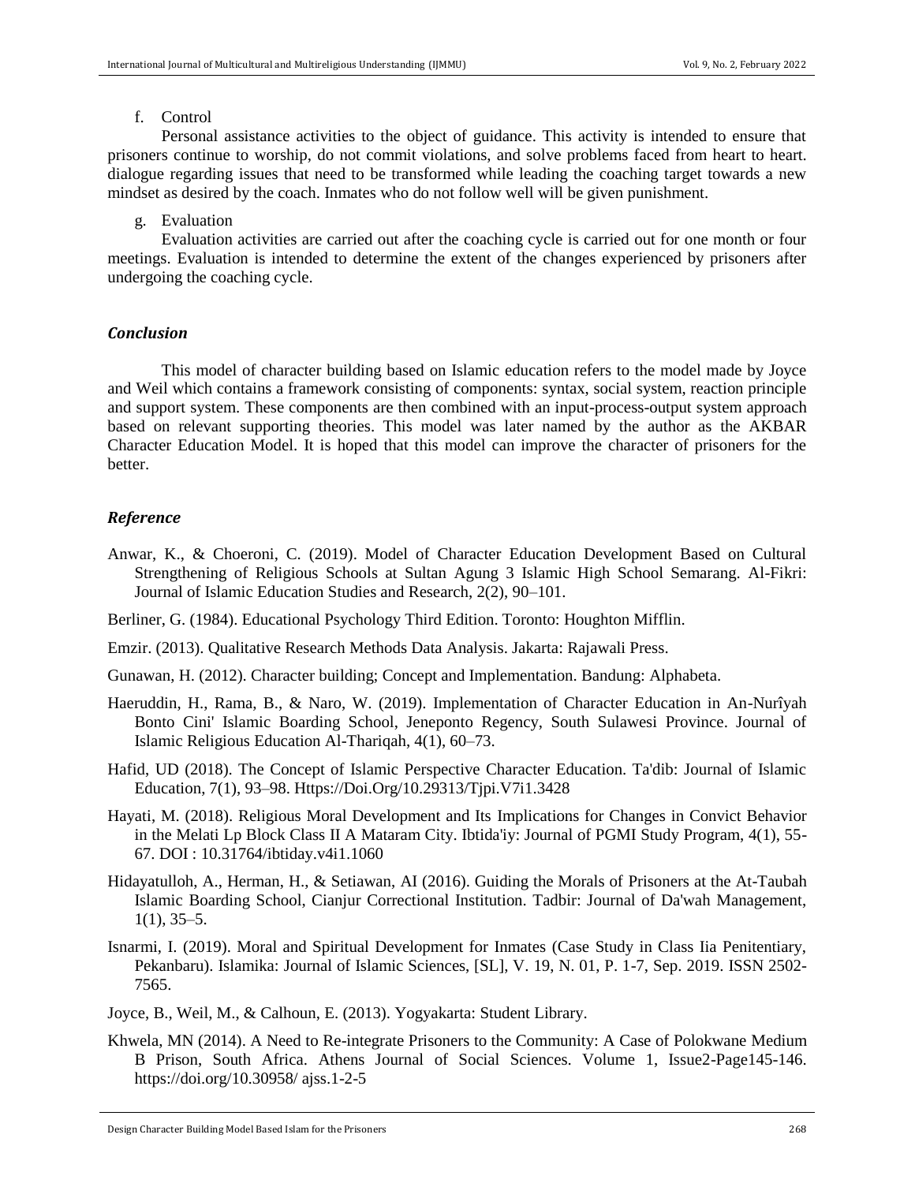f. Control

Personal assistance activities to the object of guidance. This activity is intended to ensure that prisoners continue to worship, do not commit violations, and solve problems faced from heart to heart. dialogue regarding issues that need to be transformed while leading the coaching target towards a new mindset as desired by the coach. Inmates who do not follow well will be given punishment.

g. Evaluation

Evaluation activities are carried out after the coaching cycle is carried out for one month or four meetings. Evaluation is intended to determine the extent of the changes experienced by prisoners after undergoing the coaching cycle.

## *Conclusion*

This model of character building based on Islamic education refers to the model made by Joyce and Weil which contains a framework consisting of components: syntax, social system, reaction principle and support system. These components are then combined with an input-process-output system approach based on relevant supporting theories. This model was later named by the author as the AKBAR Character Education Model. It is hoped that this model can improve the character of prisoners for the better.

## *Reference*

Anwar, K., & Choeroni, C. (2019). Model of Character Education Development Based on Cultural Strengthening of Religious Schools at Sultan Agung 3 Islamic High School Semarang. Al-Fikri: Journal of Islamic Education Studies and Research, 2(2), 90–101.

Berliner, G. (1984). Educational Psychology Third Edition. Toronto: Houghton Mifflin.

Emzir. (2013). Qualitative Research Methods Data Analysis. Jakarta: Rajawali Press.

Gunawan, H. (2012). Character building; Concept and Implementation. Bandung: Alphabeta.

Haeruddin, H., Rama, B., & Naro, W. (2019). Implementation of Character Education in An-Nurîyah Bonto Cini' Islamic Boarding School, Jeneponto Regency, South Sulawesi Province. Journal of Islamic Religious Education Al-Thariqah, 4(1), 60–73.

Hafid, UD (2018). The Concept of Islamic Perspective Character Education. Ta'dib: Journal of Islamic Education, 7(1), 93–98. Https://Doi.Org/10.29313/Tjpi.V7i1.3428

Hayati, M. (2018). Religious Moral Development and Its Implications for Changes in Convict Behavior in the Melati Lp Block Class II A Mataram City. Ibtida'iy: Journal of PGMI Study Program, 4(1), 55-67. DOI : 10.31764/ibtiday.v4i1.1060

Hidayatulloh, A., Herman, H., & Setiawan, AI (2016). Guiding the Morals of Prisoners at the At-Taubah Islamic Boarding School, Cianjur Correctional Institution. Tadbir: Journal of Da'wah Management, 1(1), 35–5.

Isnarmi, I. (2019). Moral and Spiritual Development for Inmates (Case Study in Class Iia Penitentiary, Pekanbaru). Islamika: Journal of Islamic Sciences, [SL], V. 19, N. 01, P. 1-7, Sep. 2019. ISSN 2502-7565.

Joyce, B., Weil, M., & Calhoun, E. (2013). Yogyakarta: Student Library.

Khwela, MN (2014). A Need to Re-integrate Prisoners to the Community: A Case of Polokwane Medium B Prison, South Africa. Athens Journal of Social Sciences. Volume 1, Issue2-Page145-146. https://doi.org/10.30958/ ajss.1-2-5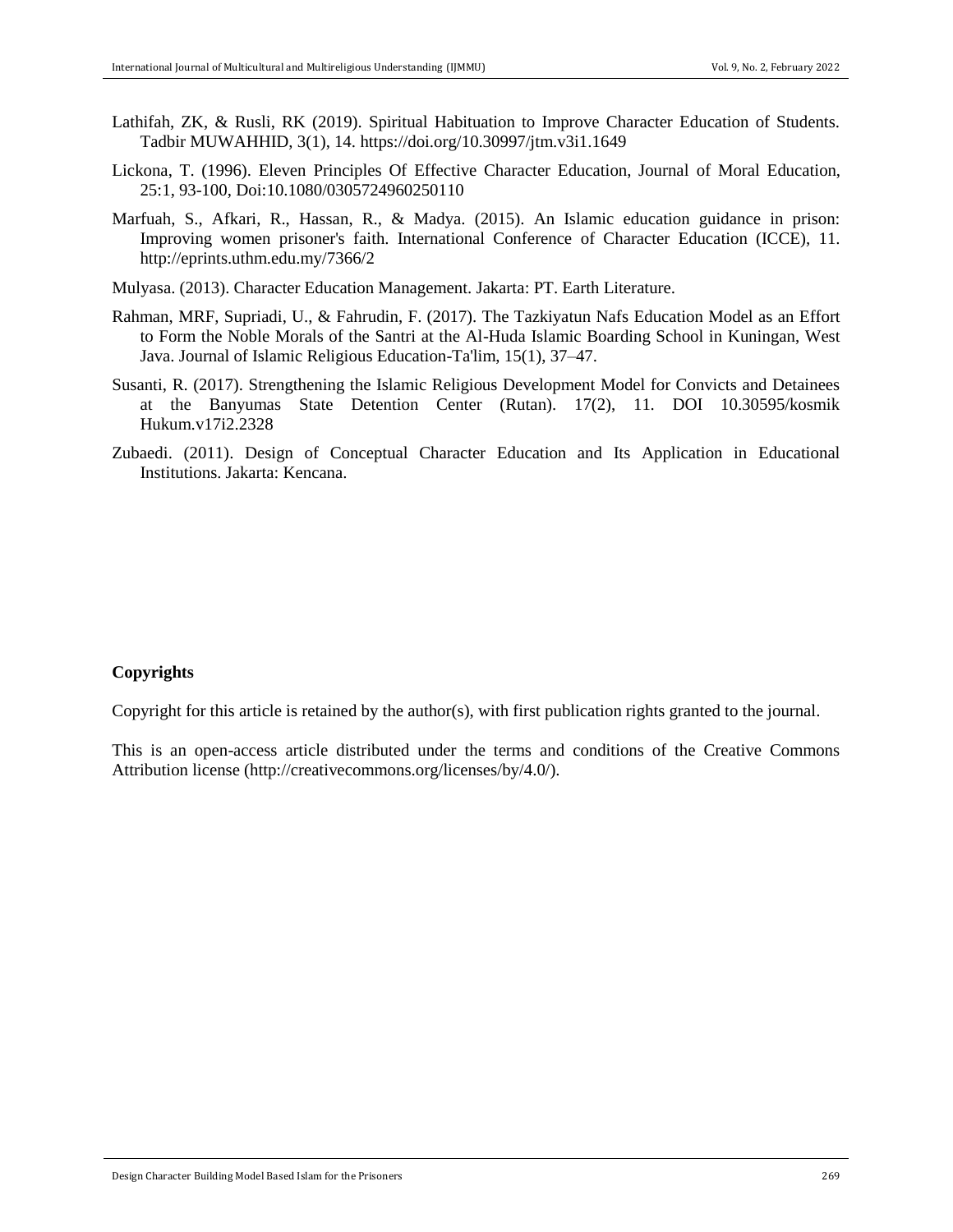Lathifah, ZK, & Rusli, RK (2019). Spiritual Habituation to Improve Character Education of Students. Tadbir MUWAHHID, 3(1), 14. https://doi.org/10.30997/jtm.v3i1.1649

Lickona, T. (1996). Eleven Principles Of Effective Character Education, Journal of Moral Education, 25:1, 93-100, Doi:10.1080/0305724960250110

Marfuah, S., Afkari, R., Hassan, R., & Madya. (2015). An Islamic education guidance in prison: Improving women prisoner's faith. International Conference of Character Education (ICCE), 11. http://eprints.uthm.edu.my/7366/2

Mulyasa. (2013). Character Education Management. Jakarta: PT. Earth Literature.

Rahman, MRF, Supriadi, U., & Fahrudin, F. (2017). The Tazkiyatun Nafs Education Model as an Effort to Form the Noble Morals of the Santri at the Al-Huda Islamic Boarding School in Kuningan, West Java. Journal of Islamic Religious Education-Ta'lim, 15(1), 37–47.

Susanti, R. (2017). Strengthening the Islamic Religious Development Model for Convicts and Detainees at the Banyumas State Detention Center (Rutan). 17(2), 11. DOI 10.30595/kosmik Hukum.v17i2.2328

Zubaedi. (2011). Design of Conceptual Character Education and Its Application in Educational Institutions. Jakarta: Kencana.

**Copyrights**

Copyright for this article is retained by the author(s), with first publication rights granted to the journal.

This is an open-access article distributed under the terms and conditions of the Creative Commons Attribution license (http://creativecommons.org/licenses/by/4.0/).